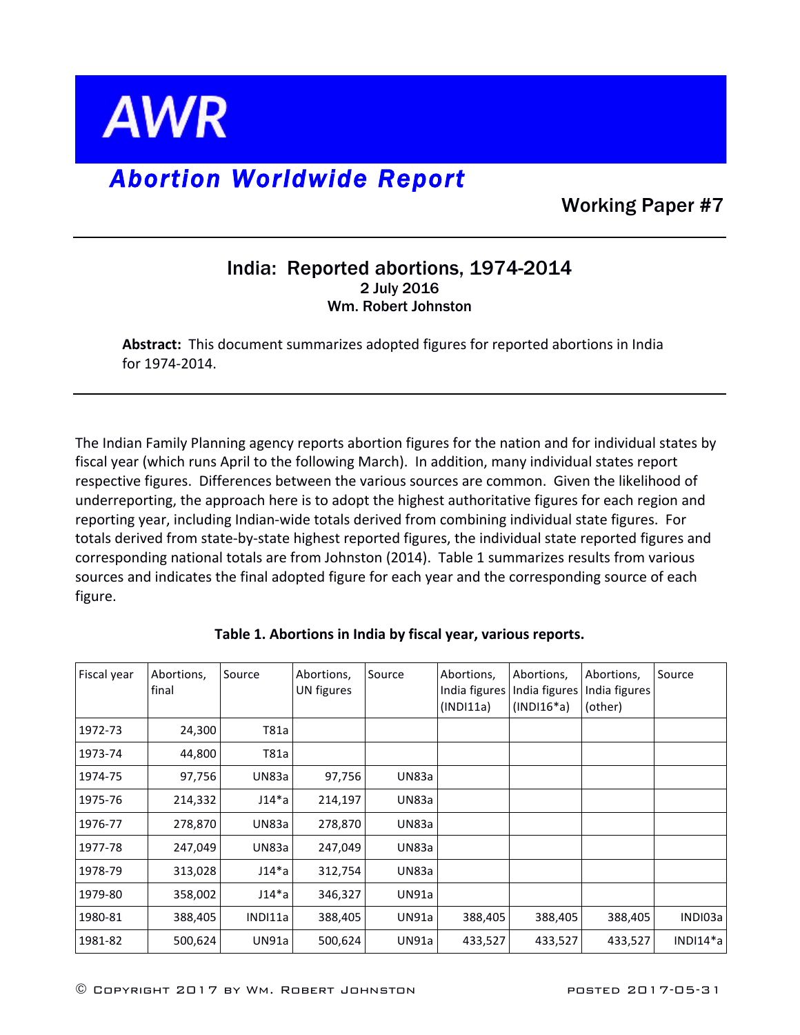# AWR

## *Abortion Worldwide Report*

Working Paper #7

---

## India: Reported abortions, 1974-2014

2 July 2016

Wm. Robert Johnston

**Abstract:** This document summarizes adopted figures for reported abortions in India for 1974-2014.

---

The Indian Family Planning agency reports abortion figures for the nation and for individual states by fiscal year (which runs April to the following March). In addition, many individual states report respective figures. Differences between the various sources are common. Given the likelihood of underreporting, the approach here is to adopt the highest authoritative figures for each region and reporting year, including Indian-wide totals derived from combining individual state figures. For totals derived from state-by-state highest reported figures, the individual state reported figures and corresponding national totals are from Johnston (2014). Table 1 summarizes results from various sources and indicates the final adopted figure for each year and the corresponding source of each figure.

**Table 1. Abortions in India by fiscal year, various reports.**

| Fiscal year | Abortions, final | Source | Abortions, UN figures | Source | Abortions, India figures (INDI11a) | Abortions, India figures (INDI16*a) | Abortions, India figures (other) | Source |
|---|---|---|---|---|---|---|---|---|
| 1972-73 | 24,300 | T81a | | | | | | |
| 1973-74 | 44,800 | T81a | | | | | | |
| 1974-75 | 97,756 | UN83a | 97,756 | UN83a | | | | |
| 1975-76 | 214,332 | J14*a | 214,197 | UN83a | | | | |
| 1976-77 | 278,870 | UN83a | 278,870 | UN83a | | | | |
| 1977-78 | 247,049 | UN83a | 247,049 | UN83a | | | | |
| 1978-79 | 313,028 | J14*a | 312,754 | UN83a | | | | |
| 1979-80 | 358,002 | J14*a | 346,327 | UN91a | | | | |
| 1980-81 | 388,405 | INDI11a | 388,405 | UN91a | 388,405 | 388,405 | 388,405 | INDI03a |
| 1981-82 | 500,624 | UN91a | 500,624 | UN91a | 433,527 | 433,527 | 433,527 | INDI14*a |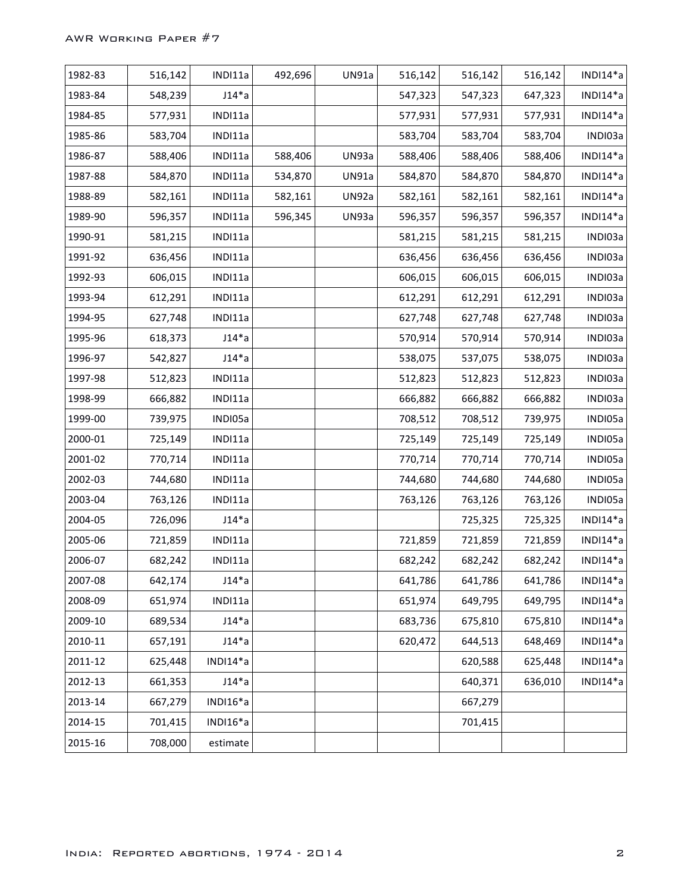| | | | | | | | | |
|---|---|---|---|---|---|---|---|---|
| 1982-83 | 516,142 | INDI11a | 492,696 | UN91a | 516,142 | 516,142 | 516,142 | INDI14*a |
| 1983-84 | 548,239 | J14*a | | | 547,323 | 547,323 | 647,323 | INDI14*a |
| 1984-85 | 577,931 | INDI11a | | | 577,931 | 577,931 | 577,931 | INDI14*a |
| 1985-86 | 583,704 | INDI11a | | | 583,704 | 583,704 | 583,704 | INDI03a |
| 1986-87 | 588,406 | INDI11a | 588,406 | UN93a | 588,406 | 588,406 | 588,406 | INDI14*a |
| 1987-88 | 584,870 | INDI11a | 534,870 | UN91a | 584,870 | 584,870 | 584,870 | INDI14*a |
| 1988-89 | 582,161 | INDI11a | 582,161 | UN92a | 582,161 | 582,161 | 582,161 | INDI14*a |
| 1989-90 | 596,357 | INDI11a | 596,345 | UN93a | 596,357 | 596,357 | 596,357 | INDI14*a |
| 1990-91 | 581,215 | INDI11a | | | 581,215 | 581,215 | 581,215 | INDI03a |
| 1991-92 | 636,456 | INDI11a | | | 636,456 | 636,456 | 636,456 | INDI03a |
| 1992-93 | 606,015 | INDI11a | | | 606,015 | 606,015 | 606,015 | INDI03a |
| 1993-94 | 612,291 | INDI11a | | | 612,291 | 612,291 | 612,291 | INDI03a |
| 1994-95 | 627,748 | INDI11a | | | 627,748 | 627,748 | 627,748 | INDI03a |
| 1995-96 | 618,373 | J14*a | | | 570,914 | 570,914 | 570,914 | INDI03a |
| 1996-97 | 542,827 | J14*a | | | 538,075 | 537,075 | 538,075 | INDI03a |
| 1997-98 | 512,823 | INDI11a | | | 512,823 | 512,823 | 512,823 | INDI03a |
| 1998-99 | 666,882 | INDI11a | | | 666,882 | 666,882 | 666,882 | INDI03a |
| 1999-00 | 739,975 | INDI05a | | | 708,512 | 708,512 | 739,975 | INDI05a |
| 2000-01 | 725,149 | INDI11a | | | 725,149 | 725,149 | 725,149 | INDI05a |
| 2001-02 | 770,714 | INDI11a | | | 770,714 | 770,714 | 770,714 | INDI05a |
| 2002-03 | 744,680 | INDI11a | | | 744,680 | 744,680 | 744,680 | INDI05a |
| 2003-04 | 763,126 | INDI11a | | | 763,126 | 763,126 | 763,126 | INDI05a |
| 2004-05 | 726,096 | J14*a | | | | 725,325 | 725,325 | INDI14*a |
| 2005-06 | 721,859 | INDI11a | | | 721,859 | 721,859 | 721,859 | INDI14*a |
| 2006-07 | 682,242 | INDI11a | | | 682,242 | 682,242 | 682,242 | INDI14*a |
| 2007-08 | 642,174 | J14*a | | | 641,786 | 641,786 | 641,786 | INDI14*a |
| 2008-09 | 651,974 | INDI11a | | | 651,974 | 649,795 | 649,795 | INDI14*a |
| 2009-10 | 689,534 | J14*a | | | 683,736 | 675,810 | 675,810 | INDI14*a |
| 2010-11 | 657,191 | J14*a | | | 620,472 | 644,513 | 648,469 | INDI14*a |
| 2011-12 | 625,448 | INDI14*a | | | | 620,588 | 625,448 | INDI14*a |
| 2012-13 | 661,353 | J14*a | | | | 640,371 | 636,010 | INDI14*a |
| 2013-14 | 667,279 | INDI16*a | | | | 667,279 | | |
| 2014-15 | 701,415 | INDI16*a | | | | 701,415 | | |
| 2015-16 | 708,000 | estimate | | | | | | |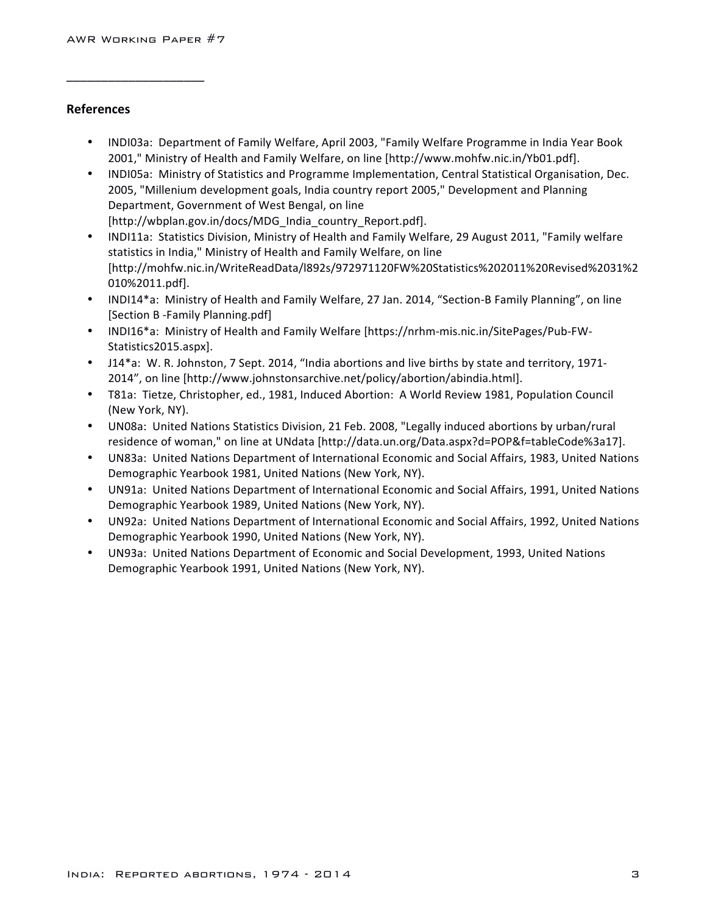## References

- INDI03a: Department of Family Welfare, April 2003, "Family Welfare Programme in India Year Book 2001," Ministry of Health and Family Welfare, on line [http://www.mohfw.nic.in/Yb01.pdf].
- INDI05a: Ministry of Statistics and Programme Implementation, Central Statistical Organisation, Dec. 2005, "Millenium development goals, India country report 2005," Development and Planning Department, Government of West Bengal, on line [http://wbplan.gov.in/docs/MDG_India_country_Report.pdf].
- INDI11a: Statistics Division, Ministry of Health and Family Welfare, 29 August 2011, "Family welfare statistics in India," Ministry of Health and Family Welfare, on line [http://mohfw.nic.in/WriteReadData/l892s/972971120FW%20Statistics%202011%20Revised%2031%2010%2011.pdf].
- INDI14*a: Ministry of Health and Family Welfare, 27 Jan. 2014, "Section-B Family Planning", on line [Section B -Family Planning.pdf]
- INDI16*a: Ministry of Health and Family Welfare [https://nrhm-mis.nic.in/SitePages/Pub-FW-Statistics2015.aspx].
- J14*a: W. R. Johnston, 7 Sept. 2014, "India abortions and live births by state and territory, 1971-2014", on line [http://www.johnstonsarchive.net/policy/abortion/abindia.html].
- T81a: Tietze, Christopher, ed., 1981, Induced Abortion: A World Review 1981, Population Council (New York, NY).
- UN08a: United Nations Statistics Division, 21 Feb. 2008, "Legally induced abortions by urban/rural residence of woman," on line at UNdata [http://data.un.org/Data.aspx?d=POP&f=tableCode%3a17].
- UN83a: United Nations Department of International Economic and Social Affairs, 1983, United Nations Demographic Yearbook 1981, United Nations (New York, NY).
- UN91a: United Nations Department of International Economic and Social Affairs, 1991, United Nations Demographic Yearbook 1989, United Nations (New York, NY).
- UN92a: United Nations Department of International Economic and Social Affairs, 1992, United Nations Demographic Yearbook 1990, United Nations (New York, NY).
- UN93a: United Nations Department of Economic and Social Development, 1993, United Nations Demographic Yearbook 1991, United Nations (New York, NY).